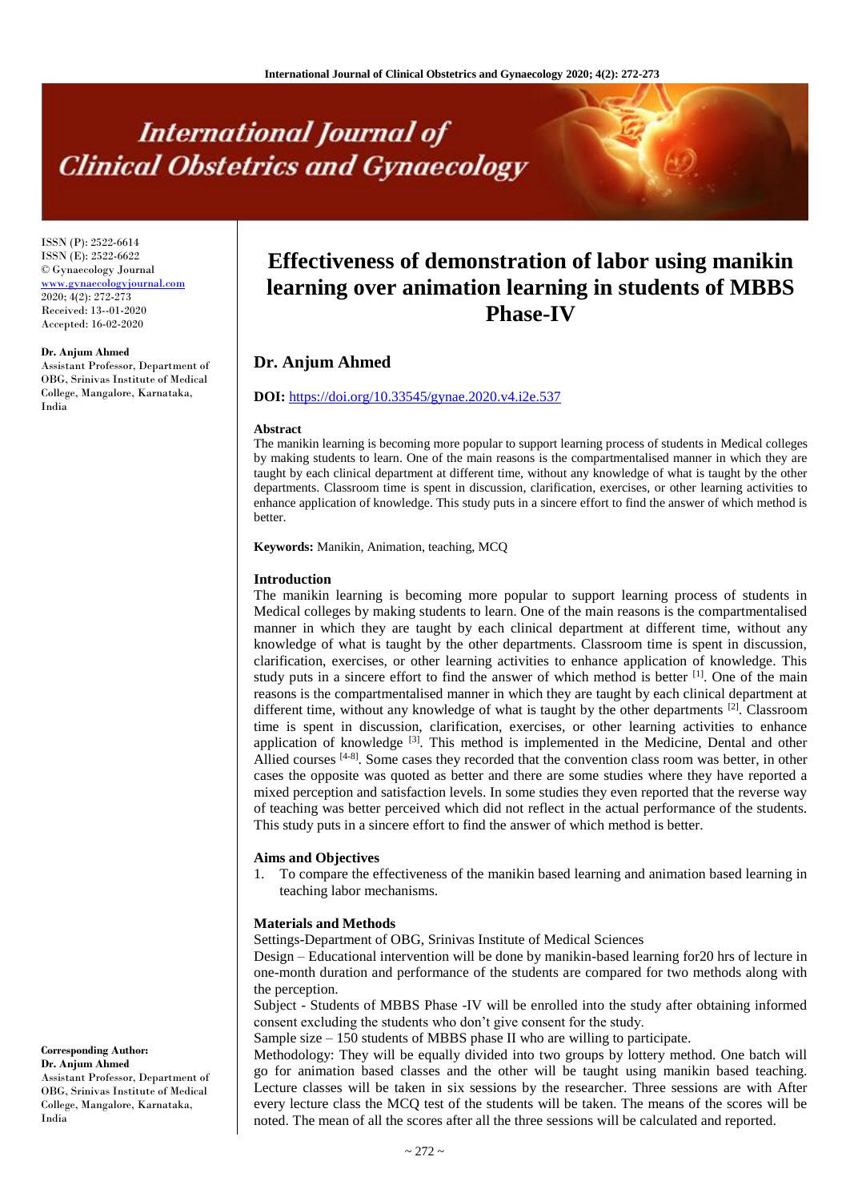ISSN (P): 2522-6614
ISSN (E): 2522-6622
© Gynaecology Journal
www.gynaecologyjournal.com
2020; 4(2): 272-273
Received: 13--01-2020
Accepted: 16-02-2020

**Dr. Anjum Ahmed**
Assistant Professor, Department of OBG, Srinivas Institute of Medical College, Mangalore, Karnataka, India

**Corresponding Author:**
**Dr. Anjum Ahmed**
Assistant Professor, Department of OBG, Srinivas Institute of Medical College, Mangalore, Karnataka, India

# Effectiveness of demonstration of labor using manikin learning over animation learning in students of MBBS Phase-IV

## Dr. Anjum Ahmed

**DOI:** https://doi.org/10.33545/gynae.2020.v4.i2e.537

### Abstract

The manikin learning is becoming more popular to support learning process of students in Medical colleges by making students to learn. One of the main reasons is the compartmentalised manner in which they are taught by each clinical department at different time, without any knowledge of what is taught by the other departments. Classroom time is spent in discussion, clarification, exercises, or other learning activities to enhance application of knowledge. This study puts in a sincere effort to find the answer of which method is better.

**Keywords:** Manikin, Animation, teaching, MCQ

### Introduction

The manikin learning is becoming more popular to support learning process of students in Medical colleges by making students to learn. One of the main reasons is the compartmentalised manner in which they are taught by each clinical department at different time, without any knowledge of what is taught by the other departments. Classroom time is spent in discussion, clarification, exercises, or other learning activities to enhance application of knowledge. This study puts in a sincere effort to find the answer of which method is better [1]. One of the main reasons is the compartmentalised manner in which they are taught by each clinical department at different time, without any knowledge of what is taught by the other departments [2]. Classroom time is spent in discussion, clarification, exercises, or other learning activities to enhance application of knowledge [3]. This method is implemented in the Medicine, Dental and other Allied courses [4-8]. Some cases they recorded that the convention class room was better, in other cases the opposite was quoted as better and there are some studies where they have reported a mixed perception and satisfaction levels. In some studies they even reported that the reverse way of teaching was better perceived which did not reflect in the actual performance of the students. This study puts in a sincere effort to find the answer of which method is better.

### Aims and Objectives

1. To compare the effectiveness of the manikin based learning and animation based learning in teaching labor mechanisms.

### Materials and Methods

Settings-Department of OBG, Srinivas Institute of Medical Sciences

Design – Educational intervention will be done by manikin-based learning for20 hrs of lecture in one-month duration and performance of the students are compared for two methods along with the perception.

Subject - Students of MBBS Phase -IV will be enrolled into the study after obtaining informed consent excluding the students who don't give consent for the study.

Sample size – 150 students of MBBS phase II who are willing to participate.

Methodology: They will be equally divided into two groups by lottery method. One batch will go for animation based classes and the other will be taught using manikin based teaching. Lecture classes will be taken in six sessions by the researcher. Three sessions are with After every lecture class the MCQ test of the students will be taken. The means of the scores will be noted. The mean of all the scores after all the three sessions will be calculated and reported.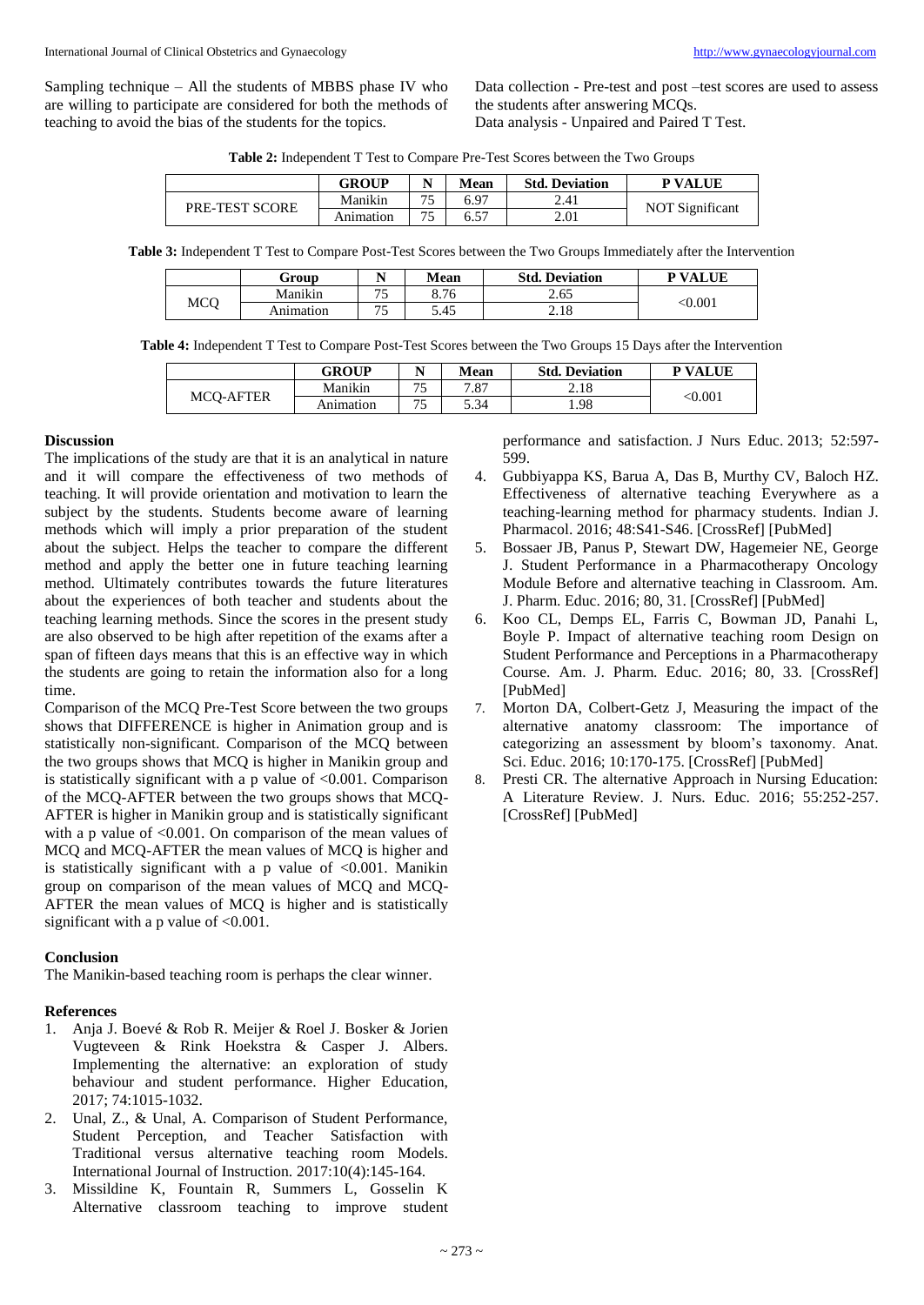Sampling technique – All the students of MBBS phase IV who are willing to participate are considered for both the methods of teaching to avoid the bias of the students for the topics.

Data collection - Pre-test and post –test scores are used to assess the students after answering MCQs.
Data analysis - Unpaired and Paired T Test.

**Table 2:** Independent T Test to Compare Pre-Test Scores between the Two Groups

| | GROUP | N | Mean | Std. Deviation | P VALUE |
|---|---|---|---|---|---|
| PRE-TEST SCORE | Manikin | 75 | 6.97 | 2.41 | NOT Significant |
| | Animation | 75 | 6.57 | 2.01 | |

**Table 3:** Independent T Test to Compare Post-Test Scores between the Two Groups Immediately after the Intervention

| | Group | N | Mean | Std. Deviation | P VALUE |
|---|---|---|---|---|---|
| MCQ | Manikin | 75 | 8.76 | 2.65 | <0.001 |
| | Animation | 75 | 5.45 | 2.18 | |

**Table 4:** Independent T Test to Compare Post-Test Scores between the Two Groups 15 Days after the Intervention

| | GROUP | N | Mean | Std. Deviation | P VALUE |
|---|---|---|---|---|---|
| MCQ-AFTER | Manikin | 75 | 7.87 | 2.18 | <0.001 |
| | Animation | 75 | 5.34 | 1.98 | |

## Discussion

The implications of the study are that it is an analytical in nature and it will compare the effectiveness of two methods of teaching. It will provide orientation and motivation to learn the subject by the students. Students become aware of learning methods which will imply a prior preparation of the student about the subject. Helps the teacher to compare the different method and apply the better one in future teaching learning method. Ultimately contributes towards the future literatures about the experiences of both teacher and students about the teaching learning methods. Since the scores in the present study are also observed to be high after repetition of the exams after a span of fifteen days means that this is an effective way in which the students are going to retain the information also for a long time.

Comparison of the MCQ Pre-Test Score between the two groups shows that DIFFERENCE is higher in Animation group and is statistically non-significant. Comparison of the MCQ between the two groups shows that MCQ is higher in Manikin group and is statistically significant with a p value of <0.001. Comparison of the MCQ-AFTER between the two groups shows that MCQ-AFTER is higher in Manikin group and is statistically significant with a p value of <0.001. On comparison of the mean values of MCQ and MCQ-AFTER the mean values of MCQ is higher and is statistically significant with a p value of <0.001. Manikin group on comparison of the mean values of MCQ and MCQ-AFTER the mean values of MCQ is higher and is statistically significant with a p value of <0.001.

## Conclusion

The Manikin-based teaching room is perhaps the clear winner.

## References

1. Anja J. Boevé & Rob R. Meijer & Roel J. Bosker & Jorien Vugteveen & Rink Hoekstra & Casper J. Albers. Implementing the alternative: an exploration of study behaviour and student performance. Higher Education, 2017; 74:1015-1032.
2. Unal, Z., & Unal, A. Comparison of Student Performance, Student Perception, and Teacher Satisfaction with Traditional versus alternative teaching room Models. International Journal of Instruction. 2017:10(4):145-164.
3. Missildine K, Fountain R, Summers L, Gosselin K Alternative classroom teaching to improve student performance and satisfaction. J Nurs Educ. 2013; 52:597-599.
4. Gubbiyappa KS, Barua A, Das B, Murthy CV, Baloch HZ. Effectiveness of alternative teaching Everywhere as a teaching-learning method for pharmacy students. Indian J. Pharmacol. 2016; 48:S41-S46. [CrossRef] [PubMed]
5. Bossaer JB, Panus P, Stewart DW, Hagemeier NE, George J. Student Performance in a Pharmacotherapy Oncology Module Before and alternative teaching in Classroom. Am. J. Pharm. Educ. 2016; 80, 31. [CrossRef] [PubMed]
6. Koo CL, Demps EL, Farris C, Bowman JD, Panahi L, Boyle P. Impact of alternative teaching room Design on Student Performance and Perceptions in a Pharmacotherapy Course. Am. J. Pharm. Educ. 2016; 80, 33. [CrossRef] [PubMed]
7. Morton DA, Colbert-Getz J, Measuring the impact of the alternative anatomy classroom: The importance of categorizing an assessment by bloom's taxonomy. Anat. Sci. Educ. 2016; 10:170-175. [CrossRef] [PubMed]
8. Presti CR. The alternative Approach in Nursing Education: A Literature Review. J. Nurs. Educ. 2016; 55:252-257. [CrossRef] [PubMed]